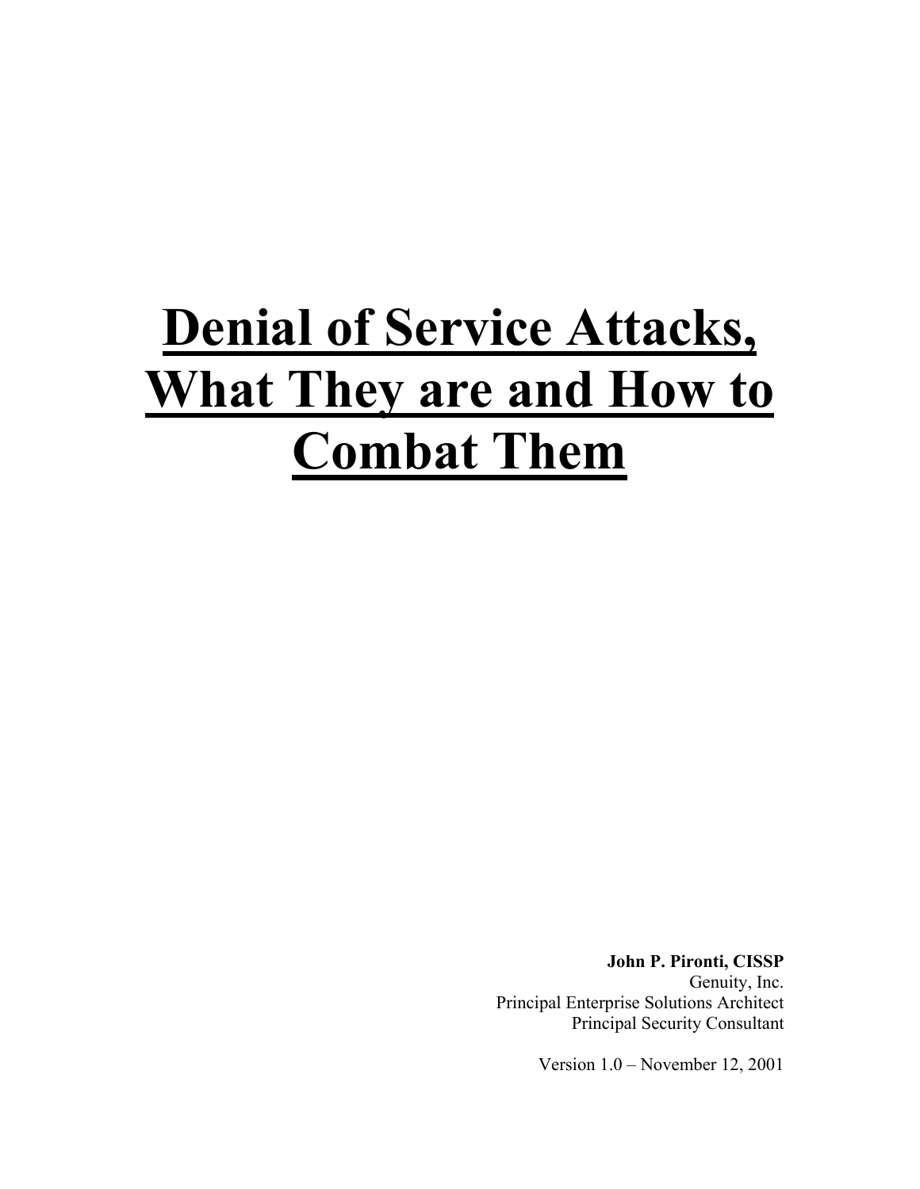# Denial of Service Attacks, What They are and How to Combat Them

**John P. Pironti, CISSP**
Genuity, Inc.
Principal Enterprise Solutions Architect
Principal Security Consultant

Version 1.0 – November 12, 2001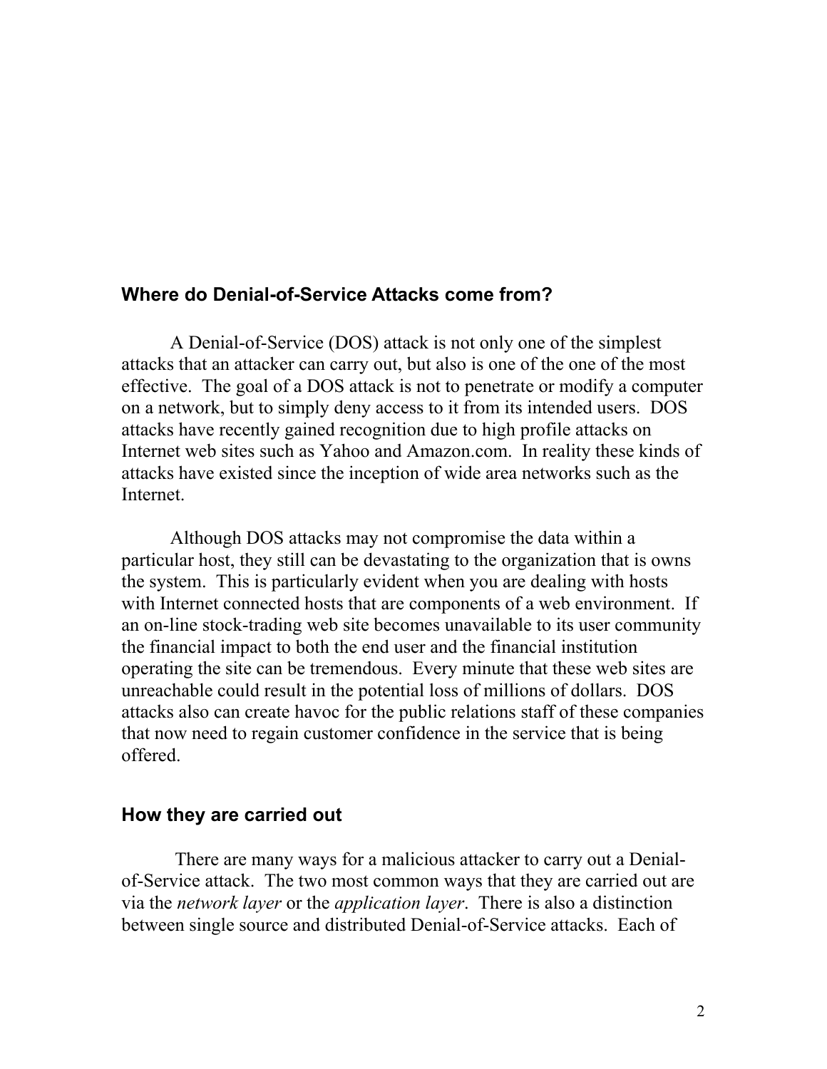## Where do Denial-of-Service Attacks come from?

A Denial-of-Service (DOS) attack is not only one of the simplest attacks that an attacker can carry out, but also is one of the one of the most effective. The goal of a DOS attack is not to penetrate or modify a computer on a network, but to simply deny access to it from its intended users. DOS attacks have recently gained recognition due to high profile attacks on Internet web sites such as Yahoo and Amazon.com. In reality these kinds of attacks have existed since the inception of wide area networks such as the Internet.

Although DOS attacks may not compromise the data within a particular host, they still can be devastating to the organization that is owns the system. This is particularly evident when you are dealing with hosts with Internet connected hosts that are components of a web environment. If an on-line stock-trading web site becomes unavailable to its user community the financial impact to both the end user and the financial institution operating the site can be tremendous. Every minute that these web sites are unreachable could result in the potential loss of millions of dollars. DOS attacks also can create havoc for the public relations staff of these companies that now need to regain customer confidence in the service that is being offered.

## How they are carried out

There are many ways for a malicious attacker to carry out a Denial-of-Service attack. The two most common ways that they are carried out are via the *network layer* or the *application layer*. There is also a distinction between single source and distributed Denial-of-Service attacks. Each of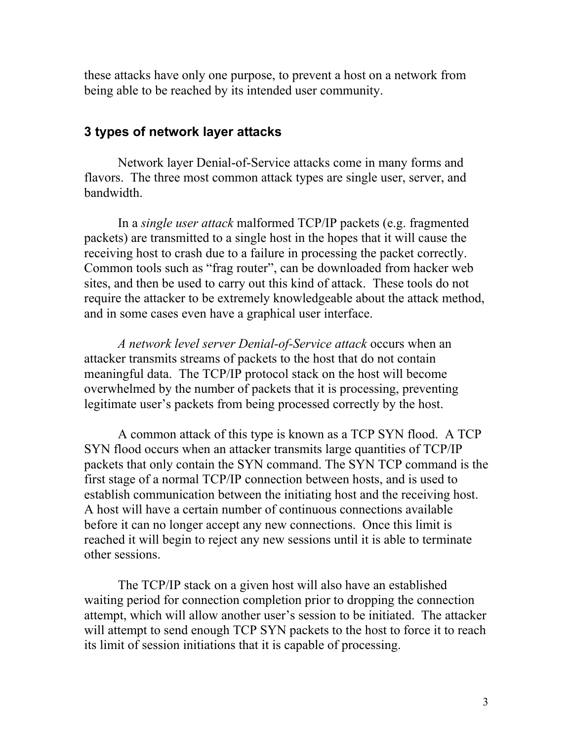these attacks have only one purpose, to prevent a host on a network from being able to be reached by its intended user community.

## 3 types of network layer attacks

Network layer Denial-of-Service attacks come in many forms and flavors. The three most common attack types are single user, server, and bandwidth.

In a *single user attack* malformed TCP/IP packets (e.g. fragmented packets) are transmitted to a single host in the hopes that it will cause the receiving host to crash due to a failure in processing the packet correctly. Common tools such as "frag router", can be downloaded from hacker web sites, and then be used to carry out this kind of attack. These tools do not require the attacker to be extremely knowledgeable about the attack method, and in some cases even have a graphical user interface.

*A network level server Denial-of-Service attack* occurs when an attacker transmits streams of packets to the host that do not contain meaningful data. The TCP/IP protocol stack on the host will become overwhelmed by the number of packets that it is processing, preventing legitimate user's packets from being processed correctly by the host.

A common attack of this type is known as a TCP SYN flood. A TCP SYN flood occurs when an attacker transmits large quantities of TCP/IP packets that only contain the SYN command. The SYN TCP command is the first stage of a normal TCP/IP connection between hosts, and is used to establish communication between the initiating host and the receiving host. A host will have a certain number of continuous connections available before it can no longer accept any new connections. Once this limit is reached it will begin to reject any new sessions until it is able to terminate other sessions.

The TCP/IP stack on a given host will also have an established waiting period for connection completion prior to dropping the connection attempt, which will allow another user's session to be initiated. The attacker will attempt to send enough TCP SYN packets to the host to force it to reach its limit of session initiations that it is capable of processing.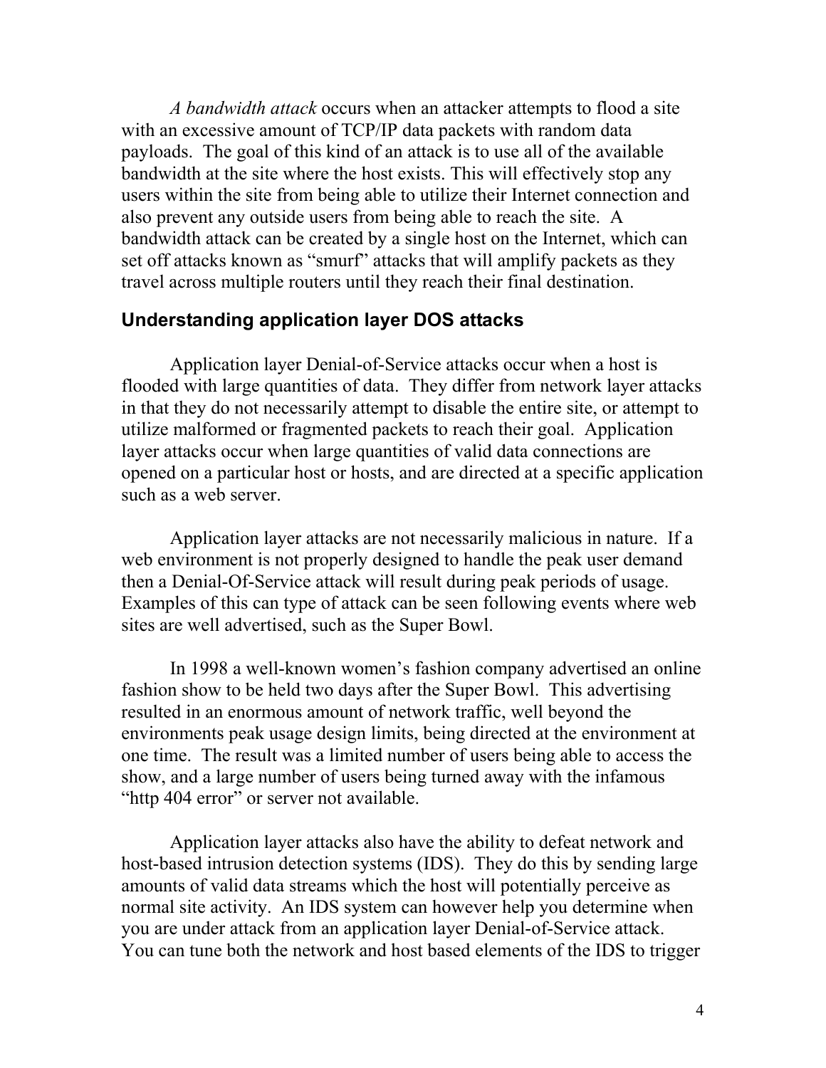*A bandwidth attack* occurs when an attacker attempts to flood a site with an excessive amount of TCP/IP data packets with random data payloads. The goal of this kind of an attack is to use all of the available bandwidth at the site where the host exists. This will effectively stop any users within the site from being able to utilize their Internet connection and also prevent any outside users from being able to reach the site. A bandwidth attack can be created by a single host on the Internet, which can set off attacks known as “smurf” attacks that will amplify packets as they travel across multiple routers until they reach their final destination.

### Understanding application layer DOS attacks

Application layer Denial-of-Service attacks occur when a host is flooded with large quantities of data. They differ from network layer attacks in that they do not necessarily attempt to disable the entire site, or attempt to utilize malformed or fragmented packets to reach their goal. Application layer attacks occur when large quantities of valid data connections are opened on a particular host or hosts, and are directed at a specific application such as a web server.

Application layer attacks are not necessarily malicious in nature. If a web environment is not properly designed to handle the peak user demand then a Denial-Of-Service attack will result during peak periods of usage. Examples of this can type of attack can be seen following events where web sites are well advertised, such as the Super Bowl.

In 1998 a well-known women’s fashion company advertised an online fashion show to be held two days after the Super Bowl. This advertising resulted in an enormous amount of network traffic, well beyond the environments peak usage design limits, being directed at the environment at one time. The result was a limited number of users being able to access the show, and a large number of users being turned away with the infamous “http 404 error” or server not available.

Application layer attacks also have the ability to defeat network and host-based intrusion detection systems (IDS). They do this by sending large amounts of valid data streams which the host will potentially perceive as normal site activity. An IDS system can however help you determine when you are under attack from an application layer Denial-of-Service attack. You can tune both the network and host based elements of the IDS to trigger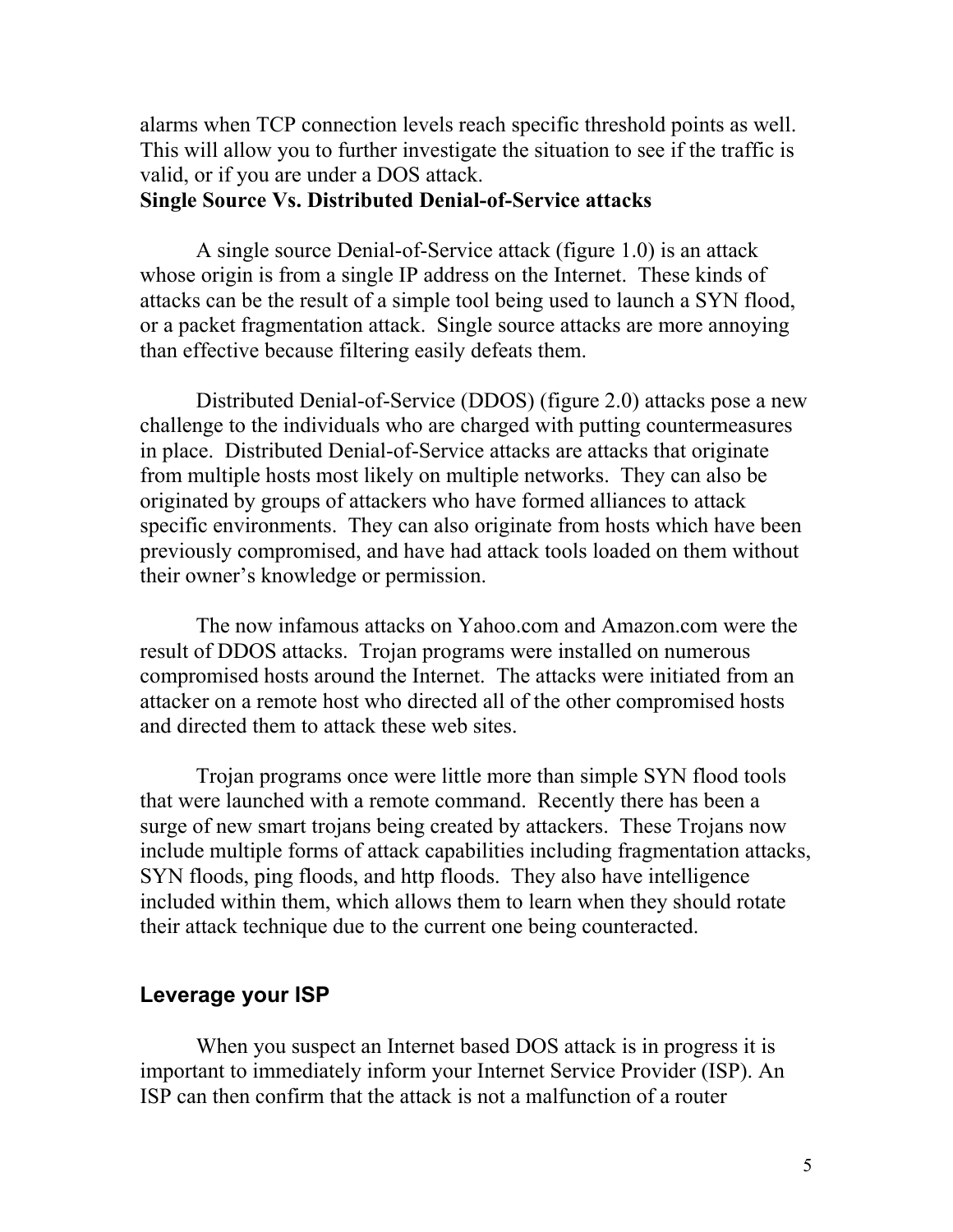alarms when TCP connection levels reach specific threshold points as well. This will allow you to further investigate the situation to see if the traffic is valid, or if you are under a DOS attack.

**Single Source Vs. Distributed Denial-of-Service attacks**

A single source Denial-of-Service attack (figure 1.0) is an attack whose origin is from a single IP address on the Internet. These kinds of attacks can be the result of a simple tool being used to launch a SYN flood, or a packet fragmentation attack. Single source attacks are more annoying than effective because filtering easily defeats them.

Distributed Denial-of-Service (DDOS) (figure 2.0) attacks pose a new challenge to the individuals who are charged with putting countermeasures in place. Distributed Denial-of-Service attacks are attacks that originate from multiple hosts most likely on multiple networks. They can also be originated by groups of attackers who have formed alliances to attack specific environments. They can also originate from hosts which have been previously compromised, and have had attack tools loaded on them without their owner's knowledge or permission.

The now infamous attacks on Yahoo.com and Amazon.com were the result of DDOS attacks. Trojan programs were installed on numerous compromised hosts around the Internet. The attacks were initiated from an attacker on a remote host who directed all of the other compromised hosts and directed them to attack these web sites.

Trojan programs once were little more than simple SYN flood tools that were launched with a remote command. Recently there has been a surge of new smart trojans being created by attackers. These Trojans now include multiple forms of attack capabilities including fragmentation attacks, SYN floods, ping floods, and http floods. They also have intelligence included within them, which allows them to learn when they should rotate their attack technique due to the current one being counteracted.

## Leverage your ISP

When you suspect an Internet based DOS attack is in progress it is important to immediately inform your Internet Service Provider (ISP). An ISP can then confirm that the attack is not a malfunction of a router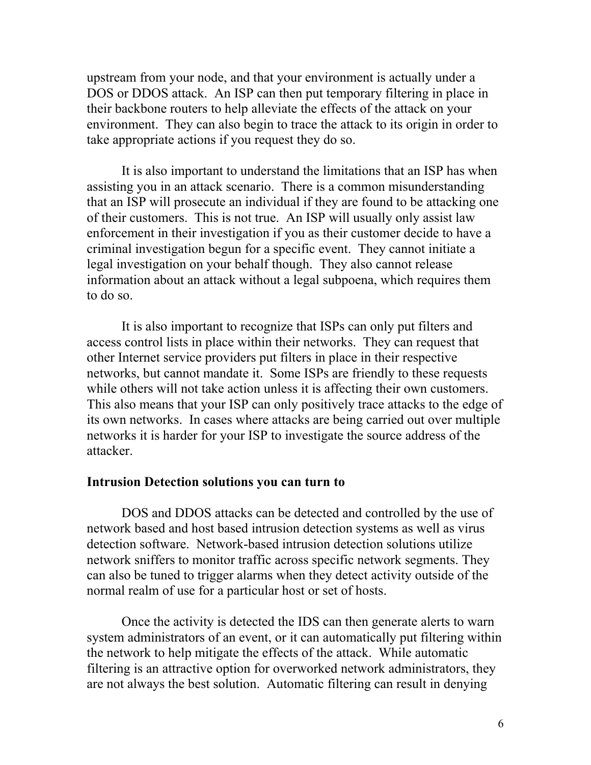upstream from your node, and that your environment is actually under a DOS or DDOS attack. An ISP can then put temporary filtering in place in their backbone routers to help alleviate the effects of the attack on your environment. They can also begin to trace the attack to its origin in order to take appropriate actions if you request they do so.

It is also important to understand the limitations that an ISP has when assisting you in an attack scenario. There is a common misunderstanding that an ISP will prosecute an individual if they are found to be attacking one of their customers. This is not true. An ISP will usually only assist law enforcement in their investigation if you as their customer decide to have a criminal investigation begun for a specific event. They cannot initiate a legal investigation on your behalf though. They also cannot release information about an attack without a legal subpoena, which requires them to do so.

It is also important to recognize that ISPs can only put filters and access control lists in place within their networks. They can request that other Internet service providers put filters in place in their respective networks, but cannot mandate it. Some ISPs are friendly to these requests while others will not take action unless it is affecting their own customers. This also means that your ISP can only positively trace attacks to the edge of its own networks. In cases where attacks are being carried out over multiple networks it is harder for your ISP to investigate the source address of the attacker.

**Intrusion Detection solutions you can turn to**

DOS and DDOS attacks can be detected and controlled by the use of network based and host based intrusion detection systems as well as virus detection software. Network-based intrusion detection solutions utilize network sniffers to monitor traffic across specific network segments. They can also be tuned to trigger alarms when they detect activity outside of the normal realm of use for a particular host or set of hosts.

Once the activity is detected the IDS can then generate alerts to warn system administrators of an event, or it can automatically put filtering within the network to help mitigate the effects of the attack. While automatic filtering is an attractive option for overworked network administrators, they are not always the best solution. Automatic filtering can result in denying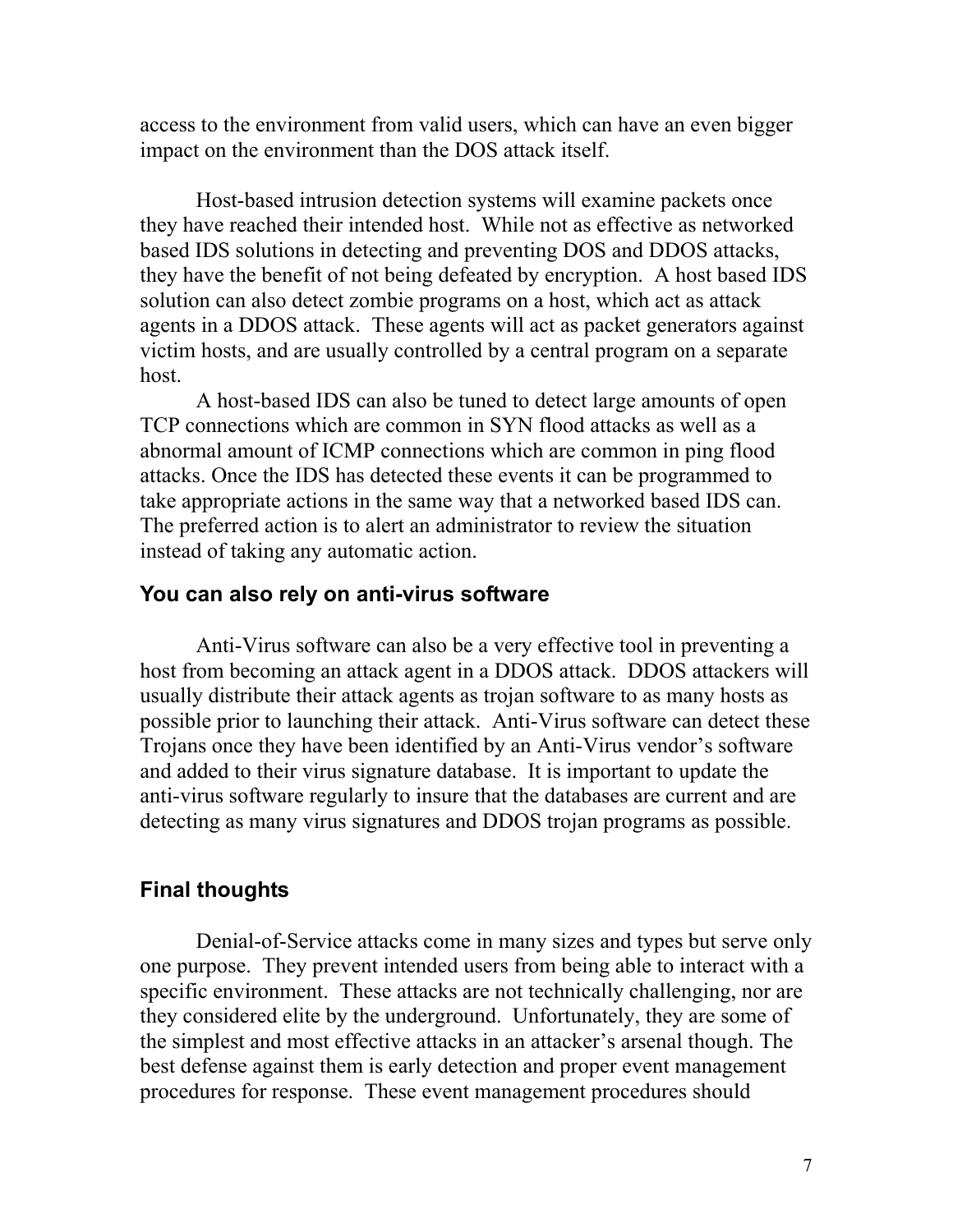access to the environment from valid users, which can have an even bigger impact on the environment than the DOS attack itself.

Host-based intrusion detection systems will examine packets once they have reached their intended host. While not as effective as networked based IDS solutions in detecting and preventing DOS and DDOS attacks, they have the benefit of not being defeated by encryption. A host based IDS solution can also detect zombie programs on a host, which act as attack agents in a DDOS attack. These agents will act as packet generators against victim hosts, and are usually controlled by a central program on a separate host.

A host-based IDS can also be tuned to detect large amounts of open TCP connections which are common in SYN flood attacks as well as a abnormal amount of ICMP connections which are common in ping flood attacks. Once the IDS has detected these events it can be programmed to take appropriate actions in the same way that a networked based IDS can. The preferred action is to alert an administrator to review the situation instead of taking any automatic action.

### You can also rely on anti-virus software

Anti-Virus software can also be a very effective tool in preventing a host from becoming an attack agent in a DDOS attack. DDOS attackers will usually distribute their attack agents as trojan software to as many hosts as possible prior to launching their attack. Anti-Virus software can detect these Trojans once they have been identified by an Anti-Virus vendor's software and added to their virus signature database. It is important to update the anti-virus software regularly to insure that the databases are current and are detecting as many virus signatures and DDOS trojan programs as possible.

### Final thoughts

Denial-of-Service attacks come in many sizes and types but serve only one purpose. They prevent intended users from being able to interact with a specific environment. These attacks are not technically challenging, nor are they considered elite by the underground. Unfortunately, they are some of the simplest and most effective attacks in an attacker's arsenal though. The best defense against them is early detection and proper event management procedures for response. These event management procedures should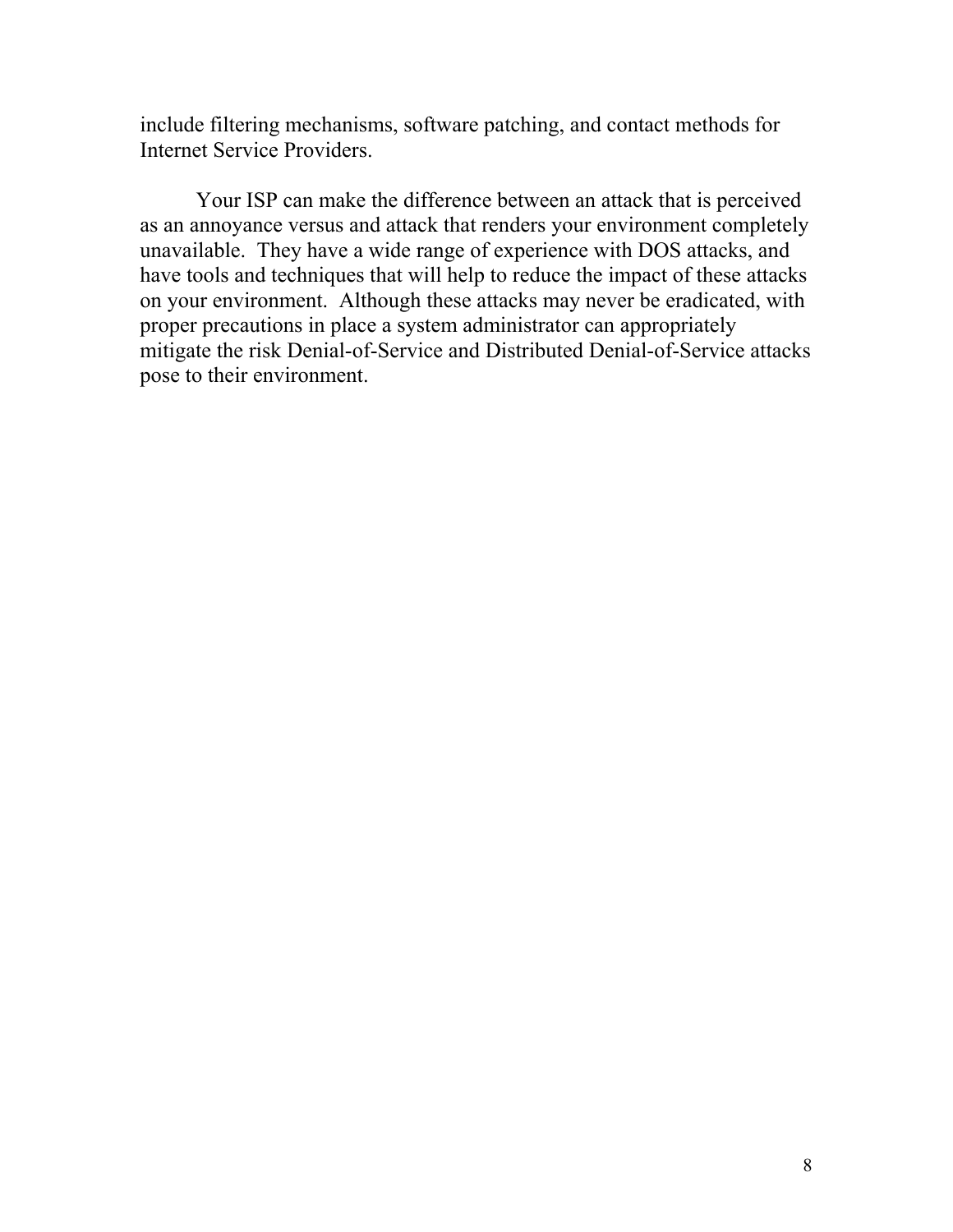include filtering mechanisms, software patching, and contact methods for Internet Service Providers.

Your ISP can make the difference between an attack that is perceived as an annoyance versus and attack that renders your environment completely unavailable. They have a wide range of experience with DOS attacks, and have tools and techniques that will help to reduce the impact of these attacks on your environment. Although these attacks may never be eradicated, with proper precautions in place a system administrator can appropriately mitigate the risk Denial-of-Service and Distributed Denial-of-Service attacks pose to their environment.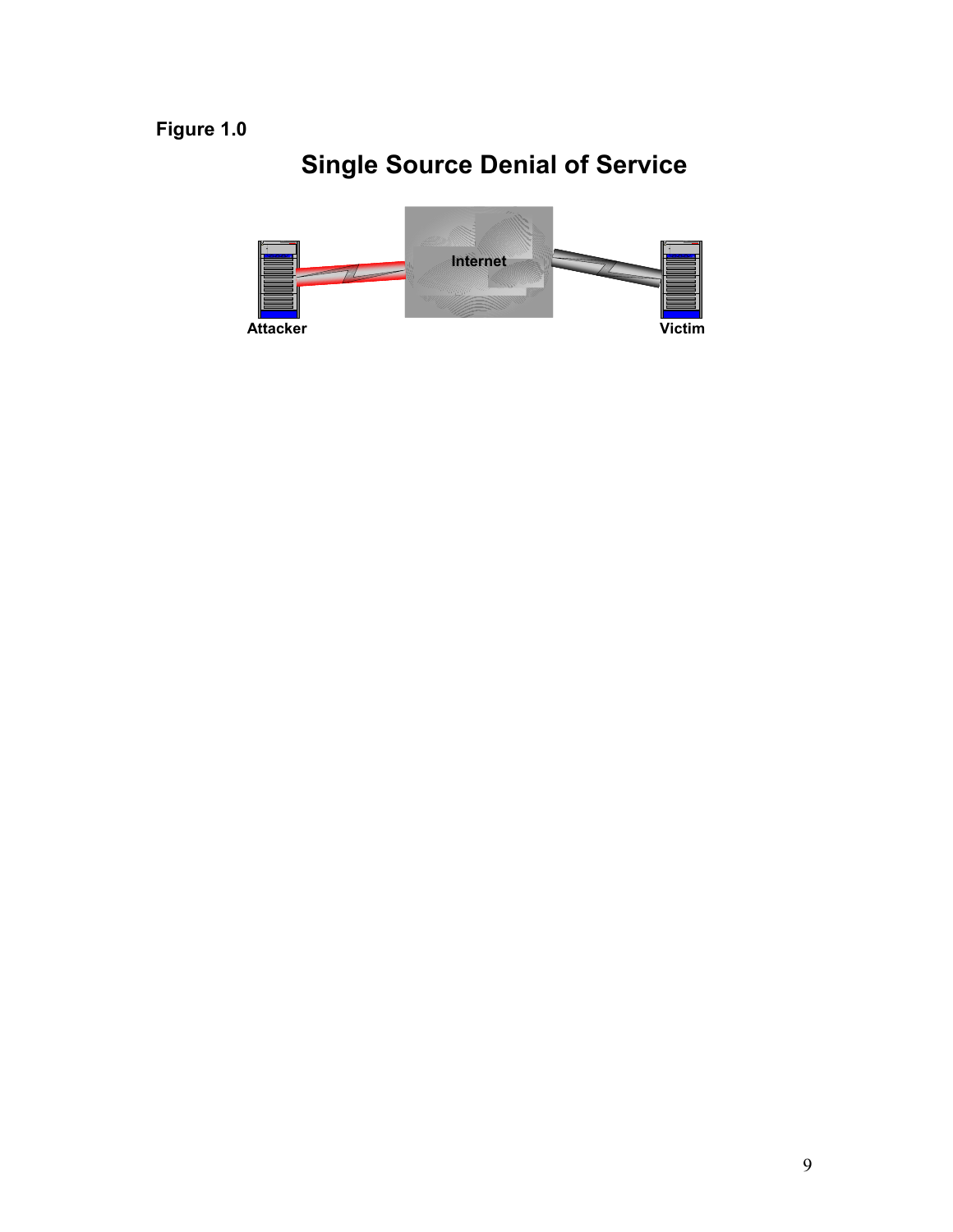**Figure 1.0**

## Single Source Denial of Service

Internet

Attacker

Victim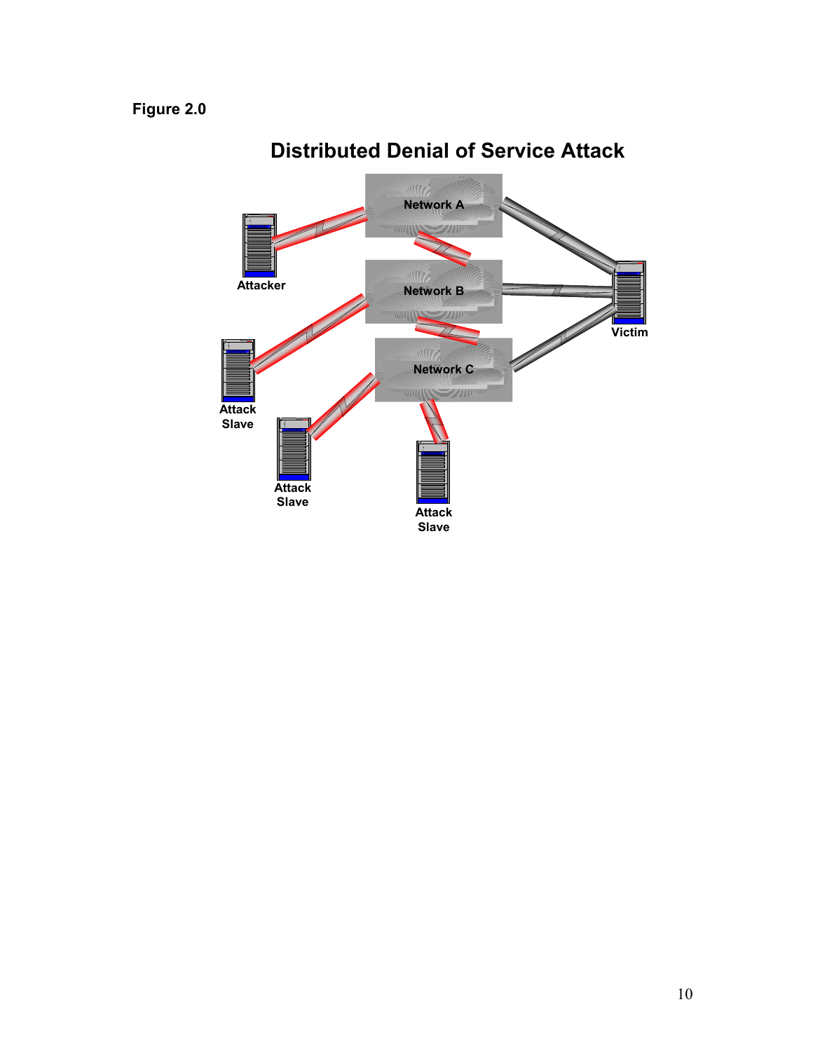Figure 2.0

Distributed Denial of Service Attack

Network A

Network B

Network C

Attacker

Attack Slave

Attack Slave

Attack Slave

Victim